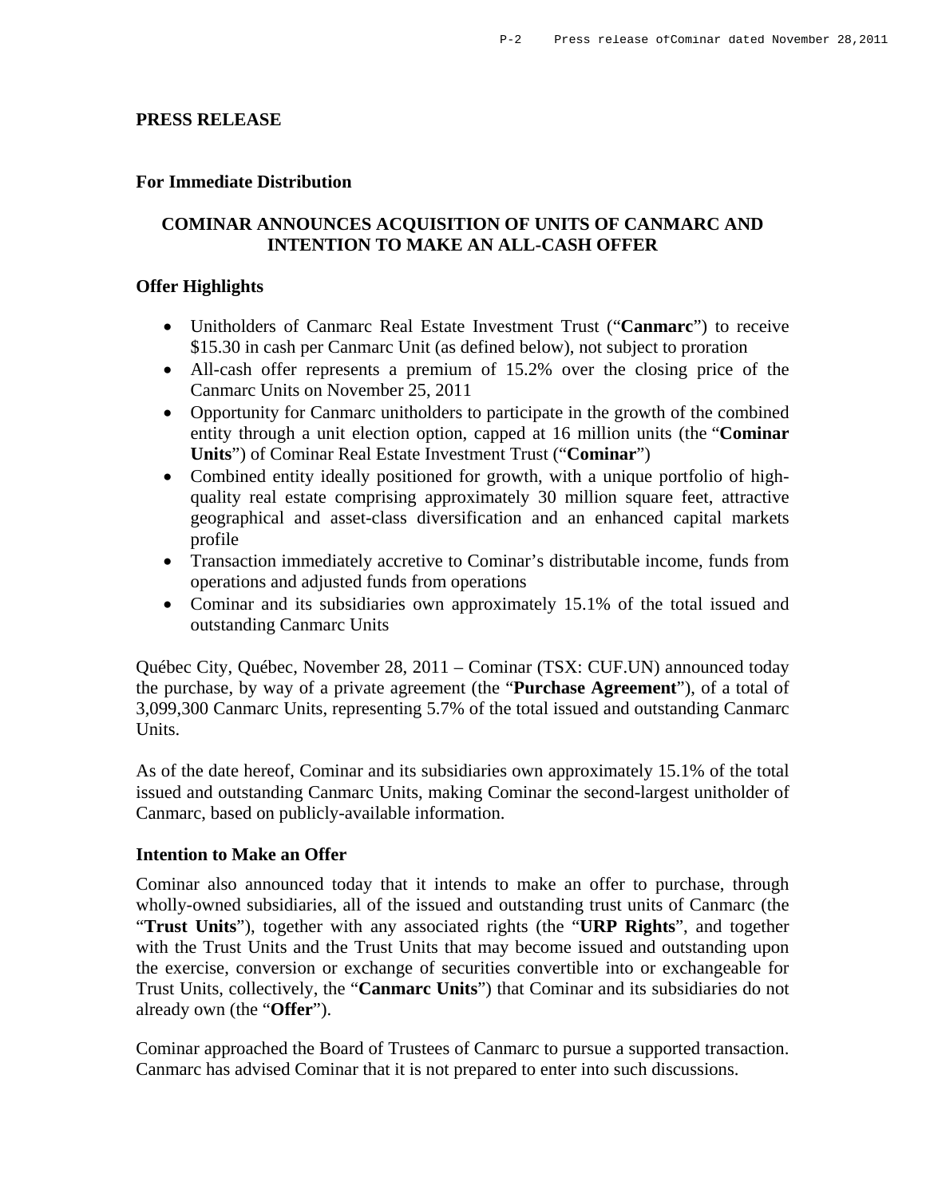**PRESS RELEASE**

**For Immediate Distribution**

## COMINAR ANNOUNCES ACQUISITION OF UNITS OF CANMARC AND INTENTION TO MAKE AN ALL-CASH OFFER

### Offer Highlights

- Unitholders of Canmarc Real Estate Investment Trust ("**Canmarc**") to receive $15.30 in cash per Canmarc Unit (as defined below), not subject to proration
- All-cash offer represents a premium of 15.2% over the closing price of the Canmarc Units on November 25, 2011
- Opportunity for Canmarc unitholders to participate in the growth of the combined entity through a unit election option, capped at 16 million units (the "**Cominar Units**") of Cominar Real Estate Investment Trust ("**Cominar**")
- Combined entity ideally positioned for growth, with a unique portfolio of high-quality real estate comprising approximately 30 million square feet, attractive geographical and asset-class diversification and an enhanced capital markets profile
- Transaction immediately accretive to Cominar's distributable income, funds from operations and adjusted funds from operations
- Cominar and its subsidiaries own approximately 15.1% of the total issued and outstanding Canmarc Units

Québec City, Québec, November 28, 2011 – Cominar (TSX: CUF.UN) announced today the purchase, by way of a private agreement (the "**Purchase Agreement**"), of a total of 3,099,300 Canmarc Units, representing 5.7% of the total issued and outstanding Canmarc Units.

As of the date hereof, Cominar and its subsidiaries own approximately 15.1% of the total issued and outstanding Canmarc Units, making Cominar the second-largest unitholder of Canmarc, based on publicly-available information.

### Intention to Make an Offer

Cominar also announced today that it intends to make an offer to purchase, through wholly-owned subsidiaries, all of the issued and outstanding trust units of Canmarc (the "**Trust Units**"), together with any associated rights (the "**URP Rights**", and together with the Trust Units and the Trust Units that may become issued and outstanding upon the exercise, conversion or exchange of securities convertible into or exchangeable for Trust Units, collectively, the "**Canmarc Units**") that Cominar and its subsidiaries do not already own (the "**Offer**").

Cominar approached the Board of Trustees of Canmarc to pursue a supported transaction. Canmarc has advised Cominar that it is not prepared to enter into such discussions.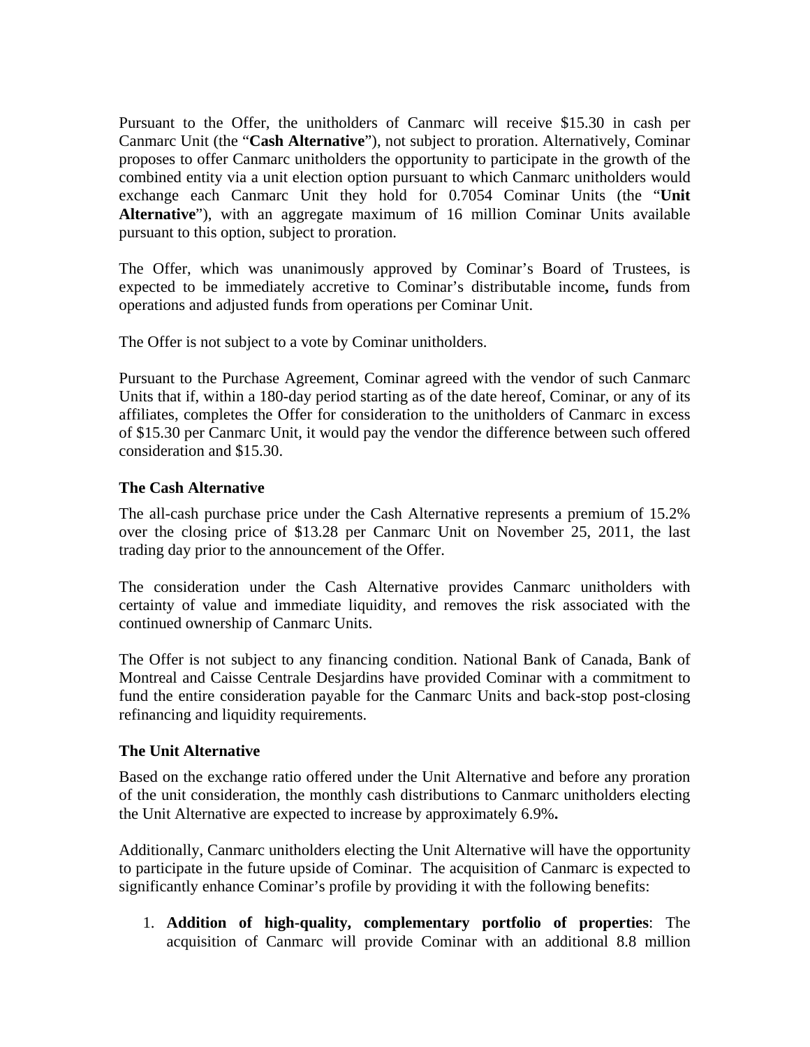Pursuant to the Offer, the unitholders of Canmarc will receive $15.30 in cash per Canmarc Unit (the "**Cash Alternative**"), not subject to proration. Alternatively, Cominar proposes to offer Canmarc unitholders the opportunity to participate in the growth of the combined entity via a unit election option pursuant to which Canmarc unitholders would exchange each Canmarc Unit they hold for 0.7054 Cominar Units (the "**Unit Alternative**"), with an aggregate maximum of 16 million Cominar Units available pursuant to this option, subject to proration.

The Offer, which was unanimously approved by Cominar's Board of Trustees, is expected to be immediately accretive to Cominar's distributable income**,** funds from operations and adjusted funds from operations per Cominar Unit.

The Offer is not subject to a vote by Cominar unitholders.

Pursuant to the Purchase Agreement, Cominar agreed with the vendor of such Canmarc Units that if, within a 180-day period starting as of the date hereof, Cominar, or any of its affiliates, completes the Offer for consideration to the unitholders of Canmarc in excess of $15.30 per Canmarc Unit, it would pay the vendor the difference between such offered consideration and $15.30.

**The Cash Alternative**

The all-cash purchase price under the Cash Alternative represents a premium of 15.2% over the closing price of $13.28 per Canmarc Unit on November 25, 2011, the last trading day prior to the announcement of the Offer.

The consideration under the Cash Alternative provides Canmarc unitholders with certainty of value and immediate liquidity, and removes the risk associated with the continued ownership of Canmarc Units.

The Offer is not subject to any financing condition. National Bank of Canada, Bank of Montreal and Caisse Centrale Desjardins have provided Cominar with a commitment to fund the entire consideration payable for the Canmarc Units and back-stop post-closing refinancing and liquidity requirements.

**The Unit Alternative**

Based on the exchange ratio offered under the Unit Alternative and before any proration of the unit consideration, the monthly cash distributions to Canmarc unitholders electing the Unit Alternative are expected to increase by approximately 6.9%**.**

Additionally, Canmarc unitholders electing the Unit Alternative will have the opportunity to participate in the future upside of Cominar. The acquisition of Canmarc is expected to significantly enhance Cominar's profile by providing it with the following benefits:

1. **Addition of high-quality, complementary portfolio of properties**: The acquisition of Canmarc will provide Cominar with an additional 8.8 million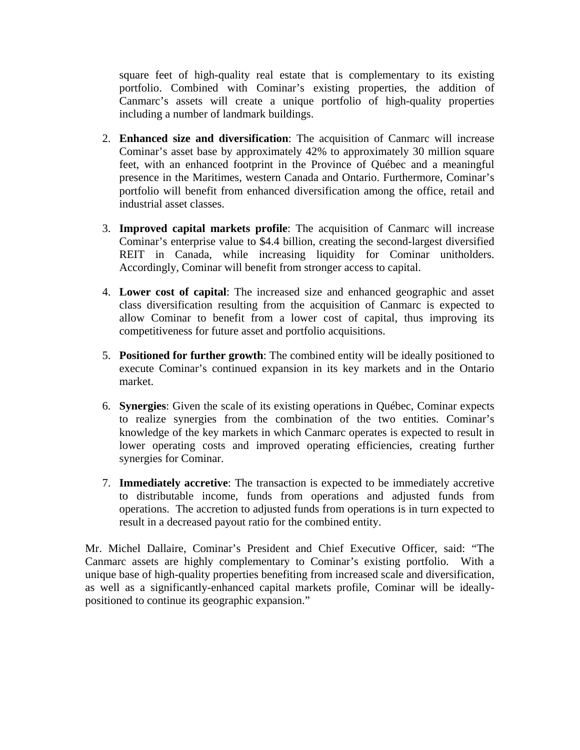square feet of high-quality real estate that is complementary to its existing portfolio. Combined with Cominar's existing properties, the addition of Canmarc's assets will create a unique portfolio of high-quality properties including a number of landmark buildings.

2. **Enhanced size and diversification**: The acquisition of Canmarc will increase Cominar's asset base by approximately 42% to approximately 30 million square feet, with an enhanced footprint in the Province of Québec and a meaningful presence in the Maritimes, western Canada and Ontario. Furthermore, Cominar's portfolio will benefit from enhanced diversification among the office, retail and industrial asset classes.

3. **Improved capital markets profile**: The acquisition of Canmarc will increase Cominar's enterprise value to $4.4 billion, creating the second-largest diversified REIT in Canada, while increasing liquidity for Cominar unitholders. Accordingly, Cominar will benefit from stronger access to capital.

4. **Lower cost of capital**: The increased size and enhanced geographic and asset class diversification resulting from the acquisition of Canmarc is expected to allow Cominar to benefit from a lower cost of capital, thus improving its competitiveness for future asset and portfolio acquisitions.

5. **Positioned for further growth**: The combined entity will be ideally positioned to execute Cominar's continued expansion in its key markets and in the Ontario market.

6. **Synergies**: Given the scale of its existing operations in Québec, Cominar expects to realize synergies from the combination of the two entities. Cominar's knowledge of the key markets in which Canmarc operates is expected to result in lower operating costs and improved operating efficiencies, creating further synergies for Cominar.

7. **Immediately accretive**: The transaction is expected to be immediately accretive to distributable income, funds from operations and adjusted funds from operations. The accretion to adjusted funds from operations is in turn expected to result in a decreased payout ratio for the combined entity.

Mr. Michel Dallaire, Cominar's President and Chief Executive Officer, said: "The Canmarc assets are highly complementary to Cominar's existing portfolio. With a unique base of high-quality properties benefiting from increased scale and diversification, as well as a significantly-enhanced capital markets profile, Cominar will be ideally-positioned to continue its geographic expansion."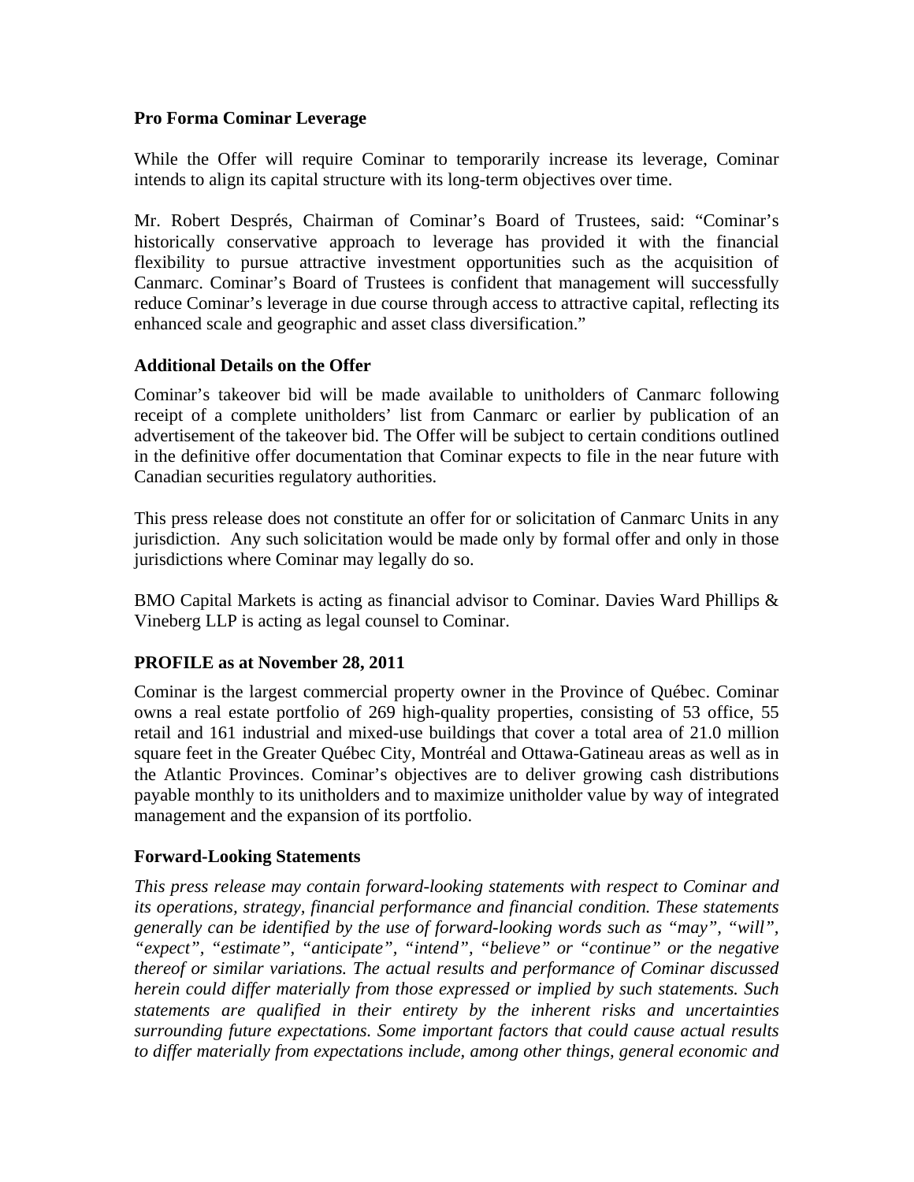### Pro Forma Cominar Leverage

While the Offer will require Cominar to temporarily increase its leverage, Cominar intends to align its capital structure with its long-term objectives over time.

Mr. Robert Després, Chairman of Cominar's Board of Trustees, said: "Cominar's historically conservative approach to leverage has provided it with the financial flexibility to pursue attractive investment opportunities such as the acquisition of Canmarc. Cominar's Board of Trustees is confident that management will successfully reduce Cominar's leverage in due course through access to attractive capital, reflecting its enhanced scale and geographic and asset class diversification."

### Additional Details on the Offer

Cominar's takeover bid will be made available to unitholders of Canmarc following receipt of a complete unitholders' list from Canmarc or earlier by publication of an advertisement of the takeover bid. The Offer will be subject to certain conditions outlined in the definitive offer documentation that Cominar expects to file in the near future with Canadian securities regulatory authorities.

This press release does not constitute an offer for or solicitation of Canmarc Units in any jurisdiction. Any such solicitation would be made only by formal offer and only in those jurisdictions where Cominar may legally do so.

BMO Capital Markets is acting as financial advisor to Cominar. Davies Ward Phillips & Vineberg LLP is acting as legal counsel to Cominar.

### PROFILE as at November 28, 2011

Cominar is the largest commercial property owner in the Province of Québec. Cominar owns a real estate portfolio of 269 high-quality properties, consisting of 53 office, 55 retail and 161 industrial and mixed-use buildings that cover a total area of 21.0 million square feet in the Greater Québec City, Montréal and Ottawa-Gatineau areas as well as in the Atlantic Provinces. Cominar's objectives are to deliver growing cash distributions payable monthly to its unitholders and to maximize unitholder value by way of integrated management and the expansion of its portfolio.

### Forward-Looking Statements

*This press release may contain forward-looking statements with respect to Cominar and its operations, strategy, financial performance and financial condition. These statements generally can be identified by the use of forward-looking words such as "may", "will", "expect", "estimate", "anticipate", "intend", "believe" or "continue" or the negative thereof or similar variations. The actual results and performance of Cominar discussed herein could differ materially from those expressed or implied by such statements. Such statements are qualified in their entirety by the inherent risks and uncertainties surrounding future expectations. Some important factors that could cause actual results to differ materially from expectations include, among other things, general economic and*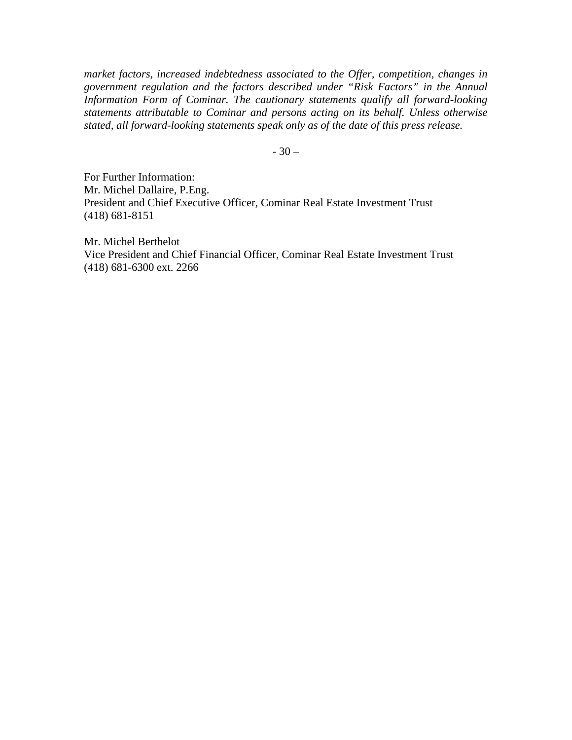*market factors, increased indebtedness associated to the Offer, competition, changes in government regulation and the factors described under "Risk Factors" in the Annual Information Form of Cominar. The cautionary statements qualify all forward-looking statements attributable to Cominar and persons acting on its behalf. Unless otherwise stated, all forward-looking statements speak only as of the date of this press release.*

- 30 –

For Further Information:
Mr. Michel Dallaire, P.Eng.
President and Chief Executive Officer, Cominar Real Estate Investment Trust
(418) 681-8151

Mr. Michel Berthelot
Vice President and Chief Financial Officer, Cominar Real Estate Investment Trust
(418) 681-6300 ext. 2266